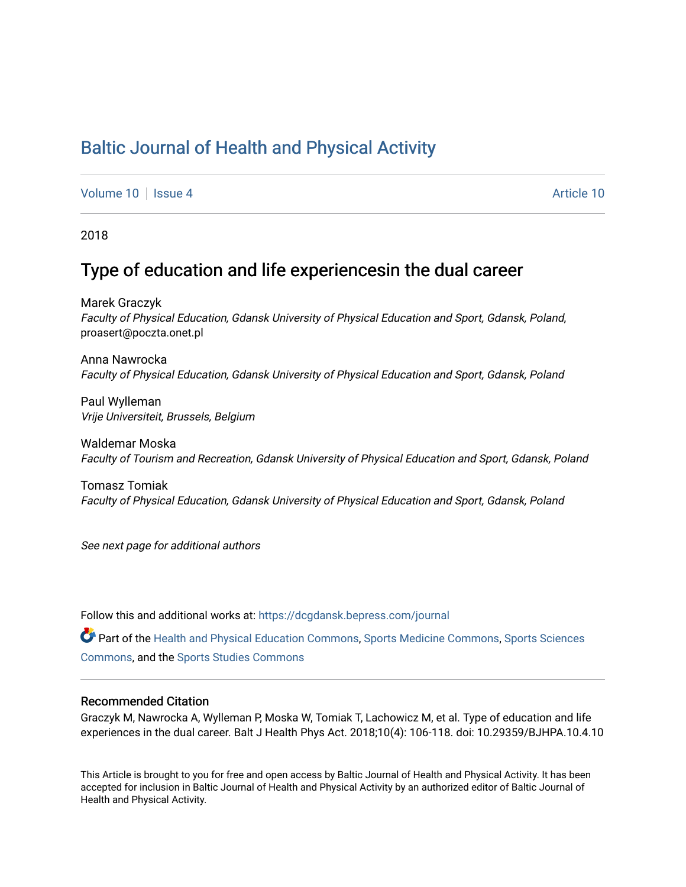# Baltic Journal of Health and Physical Activity

Volume 10 | Issue 4 Article 10

2018

## Type of education and life experiencesin the dual career

Marek Graczyk
*Faculty of Physical Education, Gdansk University of Physical Education and Sport, Gdansk, Poland*, proasert@poczta.onet.pl

Anna Nawrocka
*Faculty of Physical Education, Gdansk University of Physical Education and Sport, Gdansk, Poland*

Paul Wylleman
*Vrije Universiteit, Brussels, Belgium*

Waldemar Moska
*Faculty of Tourism and Recreation, Gdansk University of Physical Education and Sport, Gdansk, Poland*

Tomasz Tomiak
*Faculty of Physical Education, Gdansk University of Physical Education and Sport, Gdansk, Poland*

*See next page for additional authors*

Follow this and additional works at: https://dcgdansk.bepress.com/journal

Part of the Health and Physical Education Commons, Sports Medicine Commons, Sports Sciences Commons, and the Sports Studies Commons

### Recommended Citation

Graczyk M, Nawrocka A, Wylleman P, Moska W, Tomiak T, Lachowicz M, et al. Type of education and life experiences in the dual career. Balt J Health Phys Act. 2018;10(4): 106-118. doi: 10.29359/BJHPA.10.4.10

This Article is brought to you for free and open access by Baltic Journal of Health and Physical Activity. It has been accepted for inclusion in Baltic Journal of Health and Physical Activity by an authorized editor of Baltic Journal of Health and Physical Activity.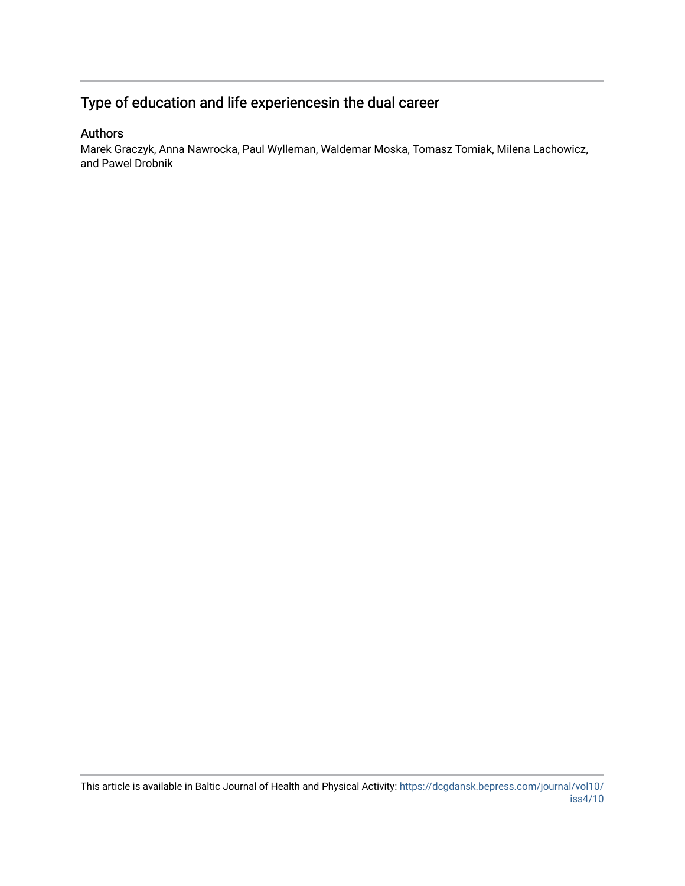# Type of education and life experiencesin the dual career

## Authors

Marek Graczyk, Anna Nawrocka, Paul Wylleman, Waldemar Moska, Tomasz Tomiak, Milena Lachowicz, and Pawel Drobnik

This article is available in Baltic Journal of Health and Physical Activity: https://dcgdansk.bepress.com/journal/vol10/iss4/10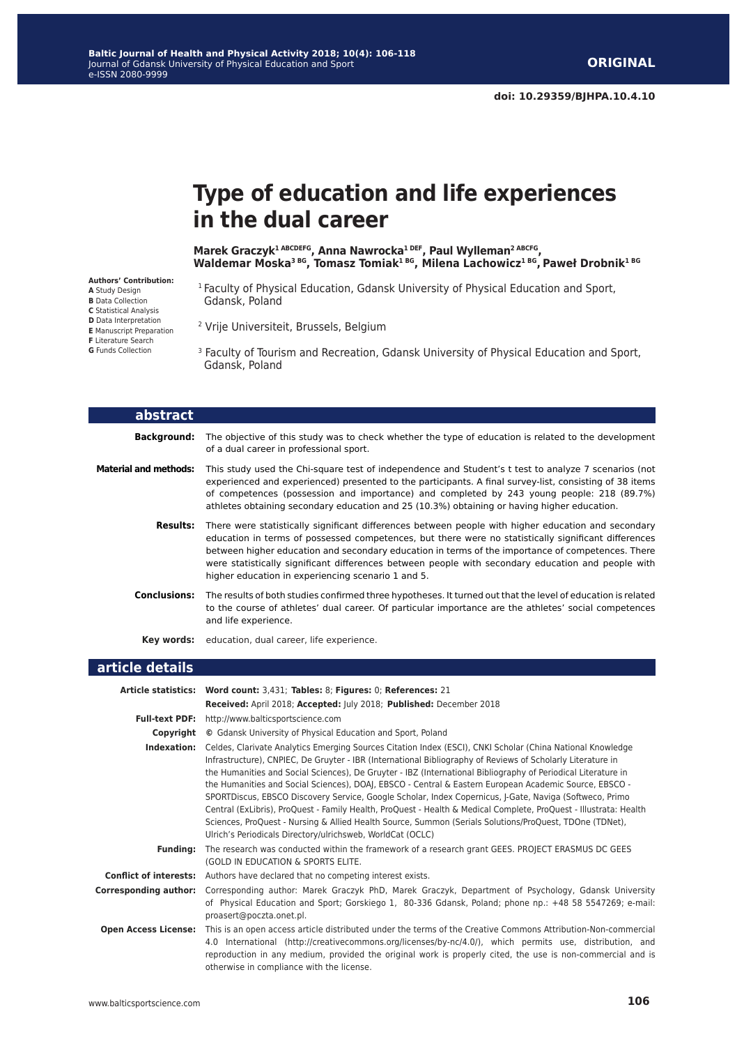ORIGINAL

doi: 10.29359/BJHPA.10.4.10

# Type of education and life experiences in the dual career

**Marek Graczyk[1 ABCDEFG], Anna Nawrocka[1 DEF], Paul Wylleman[2 ABCFG], Waldemar Moska[3 BG], Tomasz Tomiak[1 BG], Milena Lachowicz[1 BG], Paweł Drobnik[1 BG]**

**Authors' Contribution:**
**A** Study Design
**B** Data Collection
**C** Statistical Analysis
**D** Data Interpretation
**E** Manuscript Preparation
**F** Literature Search
**G** Funds Collection

[1] Faculty of Physical Education, Gdansk University of Physical Education and Sport, Gdansk, Poland

[2] Vrije Universiteit, Brussels, Belgium

[3] Faculty of Tourism and Recreation, Gdansk University of Physical Education and Sport, Gdansk, Poland

## abstract

**Background:** The objective of this study was to check whether the type of education is related to the development of a dual career in professional sport.

**Material and methods:** This study used the Chi-square test of independence and Student's t test to analyze 7 scenarios (not experienced and experienced) presented to the participants. A final survey-list, consisting of 38 items of competences (possession and importance) and completed by 243 young people: 218 (89.7%) athletes obtaining secondary education and 25 (10.3%) obtaining or having higher education.

**Results:** There were statistically significant differences between people with higher education and secondary education in terms of possessed competences, but there were no statistically significant differences between higher education and secondary education in terms of the importance of competences. There were statistically significant differences between people with secondary education and people with higher education in experiencing scenario 1 and 5.

**Conclusions:** The results of both studies confirmed three hypotheses. It turned out that the level of education is related to the course of athletes' dual career. Of particular importance are the athletes' social competences and life experience.

**Key words:** education, dual career, life experience.

## article details

**Article statistics:** **Word count:** 3,431; **Tables:** 8; **Figures:** 0; **References:** 21
**Received:** April 2018; **Accepted:** July 2018; **Published:** December 2018

**Full-text PDF:** http://www.balticsportscience.com

**Copyright** © Gdansk University of Physical Education and Sport, Poland

**Indexation:** Celdes, Clarivate Analytics Emerging Sources Citation Index (ESCI), CNKI Scholar (China National Knowledge Infrastructure), CNPIEC, De Gruyter - IBR (International Bibliography of Reviews of Scholarly Literature in the Humanities and Social Sciences), De Gruyter - IBZ (International Bibliography of Periodical Literature in the Humanities and Social Sciences), DOAJ, EBSCO - Central & Eastern European Academic Source, EBSCO - SPORTDiscus, EBSCO Discovery Service, Google Scholar, Index Copernicus, J-Gate, Naviga (Softweco, Primo Central (ExLibris), ProQuest - Family Health, ProQuest - Health & Medical Complete, ProQuest - Illustrata: Health Sciences, ProQuest - Nursing & Allied Health Source, Summon (Serials Solutions/ProQuest, TDOne (TDNet), Ulrich's Periodicals Directory/ulrichsweb, WorldCat (OCLC)

**Funding:** The research was conducted within the framework of a research grant GEES. PROJECT ERASMUS DC GEES (GOLD IN EDUCATION & SPORTS ELITE.

**Conflict of interests:** Authors have declared that no competing interest exists.

**Corresponding author:** Corresponding author: Marek Graczyk PhD, Marek Graczyk, Department of Psychology, Gdansk University of Physical Education and Sport; Gorskiego 1, 80-336 Gdansk, Poland; phone np.: +48 58 5547269; e-mail: proasert@poczta.onet.pl.

**Open Access License:** This is an open access article distributed under the terms of the Creative Commons Attribution-Non-commercial 4.0 International (http://creativecommons.org/licenses/by-nc/4.0/), which permits use, distribution, and reproduction in any medium, provided the original work is properly cited, the use is non-commercial and is otherwise in compliance with the license.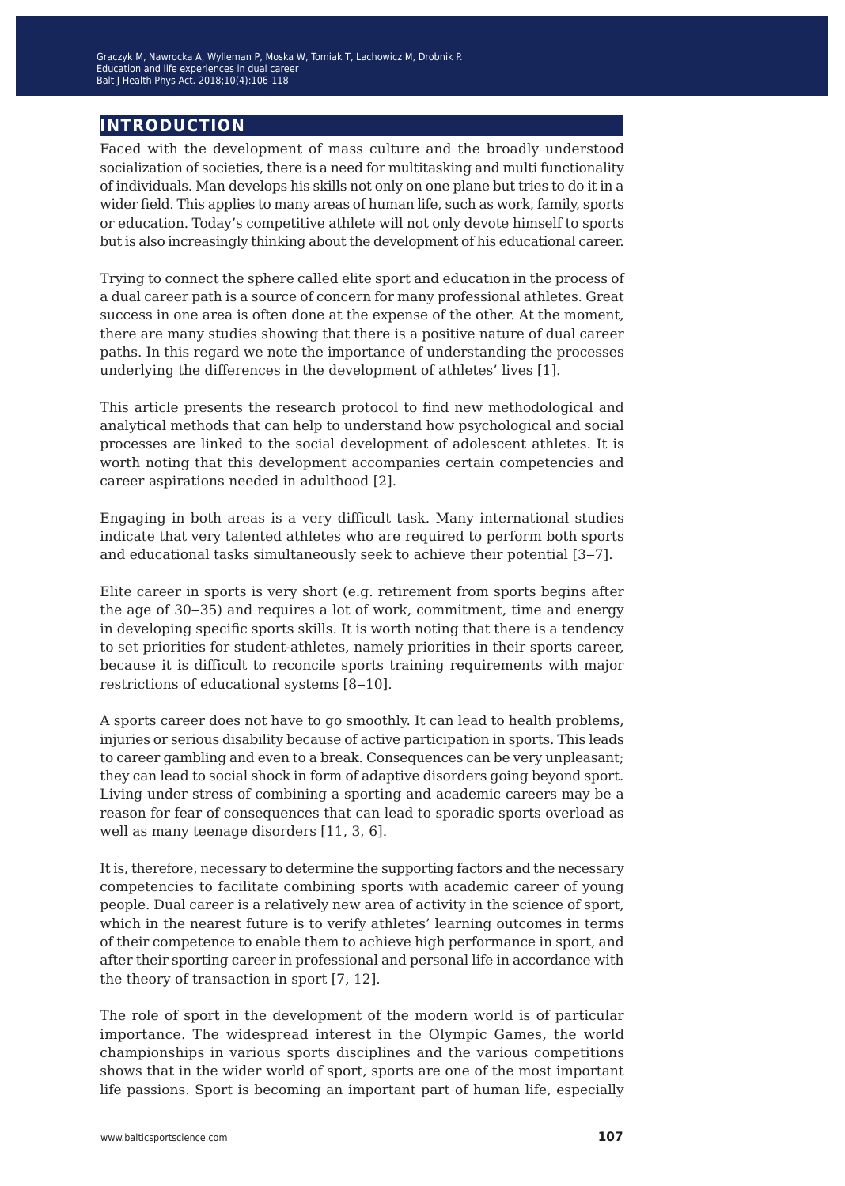## INTRODUCTION

Faced with the development of mass culture and the broadly understood socialization of societies, there is a need for multitasking and multi functionality of individuals. Man develops his skills not only on one plane but tries to do it in a wider field. This applies to many areas of human life, such as work, family, sports or education. Today's competitive athlete will not only devote himself to sports but is also increasingly thinking about the development of his educational career.

Trying to connect the sphere called elite sport and education in the process of a dual career path is a source of concern for many professional athletes. Great success in one area is often done at the expense of the other. At the moment, there are many studies showing that there is a positive nature of dual career paths. In this regard we note the importance of understanding the processes underlying the differences in the development of athletes' lives [1].

This article presents the research protocol to find new methodological and analytical methods that can help to understand how psychological and social processes are linked to the social development of adolescent athletes. It is worth noting that this development accompanies certain competencies and career aspirations needed in adulthood [2].

Engaging in both areas is a very difficult task. Many international studies indicate that very talented athletes who are required to perform both sports and educational tasks simultaneously seek to achieve their potential [3–7].

Elite career in sports is very short (e.g. retirement from sports begins after the age of 30–35) and requires a lot of work, commitment, time and energy in developing specific sports skills. It is worth noting that there is a tendency to set priorities for student-athletes, namely priorities in their sports career, because it is difficult to reconcile sports training requirements with major restrictions of educational systems [8–10].

A sports career does not have to go smoothly. It can lead to health problems, injuries or serious disability because of active participation in sports. This leads to career gambling and even to a break. Consequences can be very unpleasant; they can lead to social shock in form of adaptive disorders going beyond sport. Living under stress of combining a sporting and academic careers may be a reason for fear of consequences that can lead to sporadic sports overload as well as many teenage disorders [11, 3, 6].

It is, therefore, necessary to determine the supporting factors and the necessary competencies to facilitate combining sports with academic career of young people. Dual career is a relatively new area of activity in the science of sport, which in the nearest future is to verify athletes' learning outcomes in terms of their competence to enable them to achieve high performance in sport, and after their sporting career in professional and personal life in accordance with the theory of transaction in sport [7, 12].

The role of sport in the development of the modern world is of particular importance. The widespread interest in the Olympic Games, the world championships in various sports disciplines and the various competitions shows that in the wider world of sport, sports are one of the most important life passions. Sport is becoming an important part of human life, especially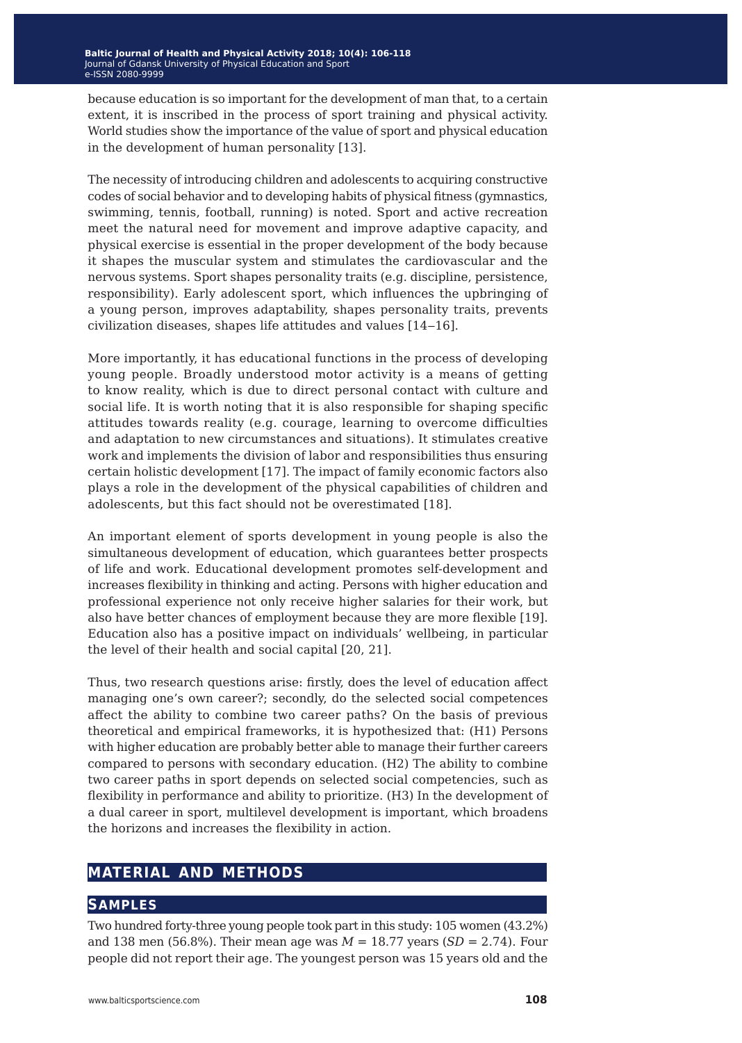because education is so important for the development of man that, to a certain extent, it is inscribed in the process of sport training and physical activity. World studies show the importance of the value of sport and physical education in the development of human personality [13].

The necessity of introducing children and adolescents to acquiring constructive codes of social behavior and to developing habits of physical fitness (gymnastics, swimming, tennis, football, running) is noted. Sport and active recreation meet the natural need for movement and improve adaptive capacity, and physical exercise is essential in the proper development of the body because it shapes the muscular system and stimulates the cardiovascular and the nervous systems. Sport shapes personality traits (e.g. discipline, persistence, responsibility). Early adolescent sport, which influences the upbringing of a young person, improves adaptability, shapes personality traits, prevents civilization diseases, shapes life attitudes and values [14–16].

More importantly, it has educational functions in the process of developing young people. Broadly understood motor activity is a means of getting to know reality, which is due to direct personal contact with culture and social life. It is worth noting that it is also responsible for shaping specific attitudes towards reality (e.g. courage, learning to overcome difficulties and adaptation to new circumstances and situations). It stimulates creative work and implements the division of labor and responsibilities thus ensuring certain holistic development [17]. The impact of family economic factors also plays a role in the development of the physical capabilities of children and adolescents, but this fact should not be overestimated [18].

An important element of sports development in young people is also the simultaneous development of education, which guarantees better prospects of life and work. Educational development promotes self-development and increases flexibility in thinking and acting. Persons with higher education and professional experience not only receive higher salaries for their work, but also have better chances of employment because they are more flexible [19]. Education also has a positive impact on individuals' wellbeing, in particular the level of their health and social capital [20, 21].

Thus, two research questions arise: firstly, does the level of education affect managing one's own career?; secondly, do the selected social competences affect the ability to combine two career paths? On the basis of previous theoretical and empirical frameworks, it is hypothesized that: (H1) Persons with higher education are probably better able to manage their further careers compared to persons with secondary education. (H2) The ability to combine two career paths in sport depends on selected social competencies, such as flexibility in performance and ability to prioritize. (H3) In the development of a dual career in sport, multilevel development is important, which broadens the horizons and increases the flexibility in action.

## MATERIAL AND METHODS

### SAMPLES

Two hundred forty-three young people took part in this study: 105 women (43.2%) and 138 men (56.8%). Their mean age was $M$ = 18.77 years ($SD$ = 2.74). Four people did not report their age. The youngest person was 15 years old and the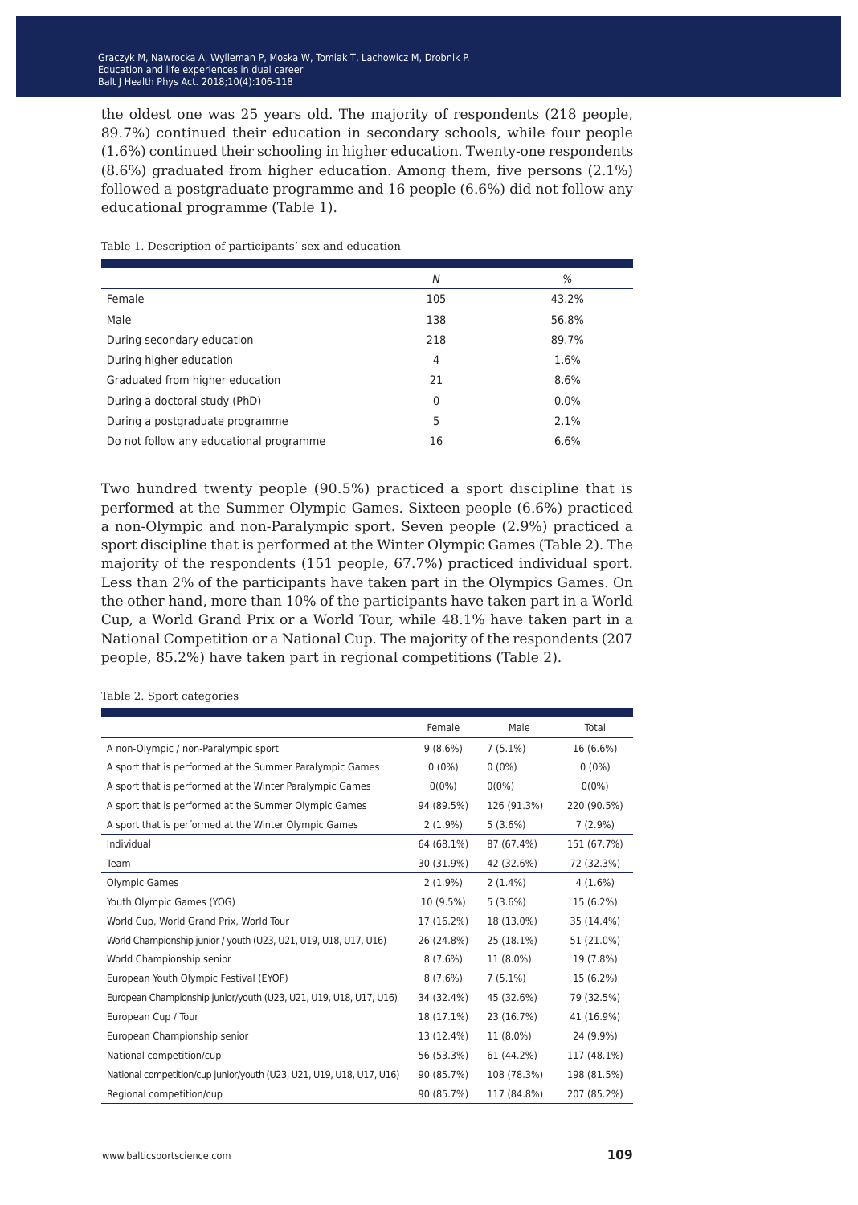the oldest one was 25 years old. The majority of respondents (218 people, 89.7%) continued their education in secondary schools, while four people (1.6%) continued their schooling in higher education. Twenty-one respondents (8.6%) graduated from higher education. Among them, five persons (2.1%) followed a postgraduate programme and 16 people (6.6%) did not follow any educational programme (Table 1).

Table 1. Description of participants' sex and education

| | *N* | % |
|---|---|---|
| Female | 105 | 43.2% |
| Male | 138 | 56.8% |
| During secondary education | 218 | 89.7% |
| During higher education | 4 | 1.6% |
| Graduated from higher education | 21 | 8.6% |
| During a doctoral study (PhD) | 0 | 0.0% |
| During a postgraduate programme | 5 | 2.1% |
| Do not follow any educational programme | 16 | 6.6% |

Two hundred twenty people (90.5%) practiced a sport discipline that is performed at the Summer Olympic Games. Sixteen people (6.6%) practiced a non-Olympic and non-Paralympic sport. Seven people (2.9%) practiced a sport discipline that is performed at the Winter Olympic Games (Table 2). The majority of the respondents (151 people, 67.7%) practiced individual sport. Less than 2% of the participants have taken part in the Olympics Games. On the other hand, more than 10% of the participants have taken part in a World Cup, a World Grand Prix or a World Tour, while 48.1% have taken part in a National Competition or a National Cup. The majority of the respondents (207 people, 85.2%) have taken part in regional competitions (Table 2).

Table 2. Sport categories

| | Female | Male | Total |
|---|---|---|---|
| A non-Olympic / non-Paralympic sport | 9 (8.6%) | 7 (5.1%) | 16 (6.6%) |
| A sport that is performed at the Summer Paralympic Games | 0 (0%) | 0 (0%) | 0 (0%) |
| A sport that is performed at the Winter Paralympic Games | 0(0%) | 0(0%) | 0(0%) |
| A sport that is performed at the Summer Olympic Games | 94 (89.5%) | 126 (91.3%) | 220 (90.5%) |
| A sport that is performed at the Winter Olympic Games | 2 (1.9%) | 5 (3.6%) | 7 (2.9%) |
| Individual | 64 (68.1%) | 87 (67.4%) | 151 (67.7%) |
| Team | 30 (31.9%) | 42 (32.6%) | 72 (32.3%) |
| Olympic Games | 2 (1.9%) | 2 (1.4%) | 4 (1.6%) |
| Youth Olympic Games (YOG) | 10 (9.5%) | 5 (3.6%) | 15 (6.2%) |
| World Cup, World Grand Prix, World Tour | 17 (16.2%) | 18 (13.0%) | 35 (14.4%) |
| World Championship junior / youth (U23, U21, U19, U18, U17, U16) | 26 (24.8%) | 25 (18.1%) | 51 (21.0%) |
| World Championship senior | 8 (7.6%) | 11 (8.0%) | 19 (7.8%) |
| European Youth Olympic Festival (EYOF) | 8 (7.6%) | 7 (5.1%) | 15 (6.2%) |
| European Championship junior/youth (U23, U21, U19, U18, U17, U16) | 34 (32.4%) | 45 (32.6%) | 79 (32.5%) |
| European Cup / Tour | 18 (17.1%) | 23 (16.7%) | 41 (16.9%) |
| European Championship senior | 13 (12.4%) | 11 (8.0%) | 24 (9.9%) |
| National competition/cup | 56 (53.3%) | 61 (44.2%) | 117 (48.1%) |
| National competition/cup junior/youth (U23, U21, U19, U18, U17, U16) | 90 (85.7%) | 108 (78.3%) | 198 (81.5%) |
| Regional competition/cup | 90 (85.7%) | 117 (84.8%) | 207 (85.2%) |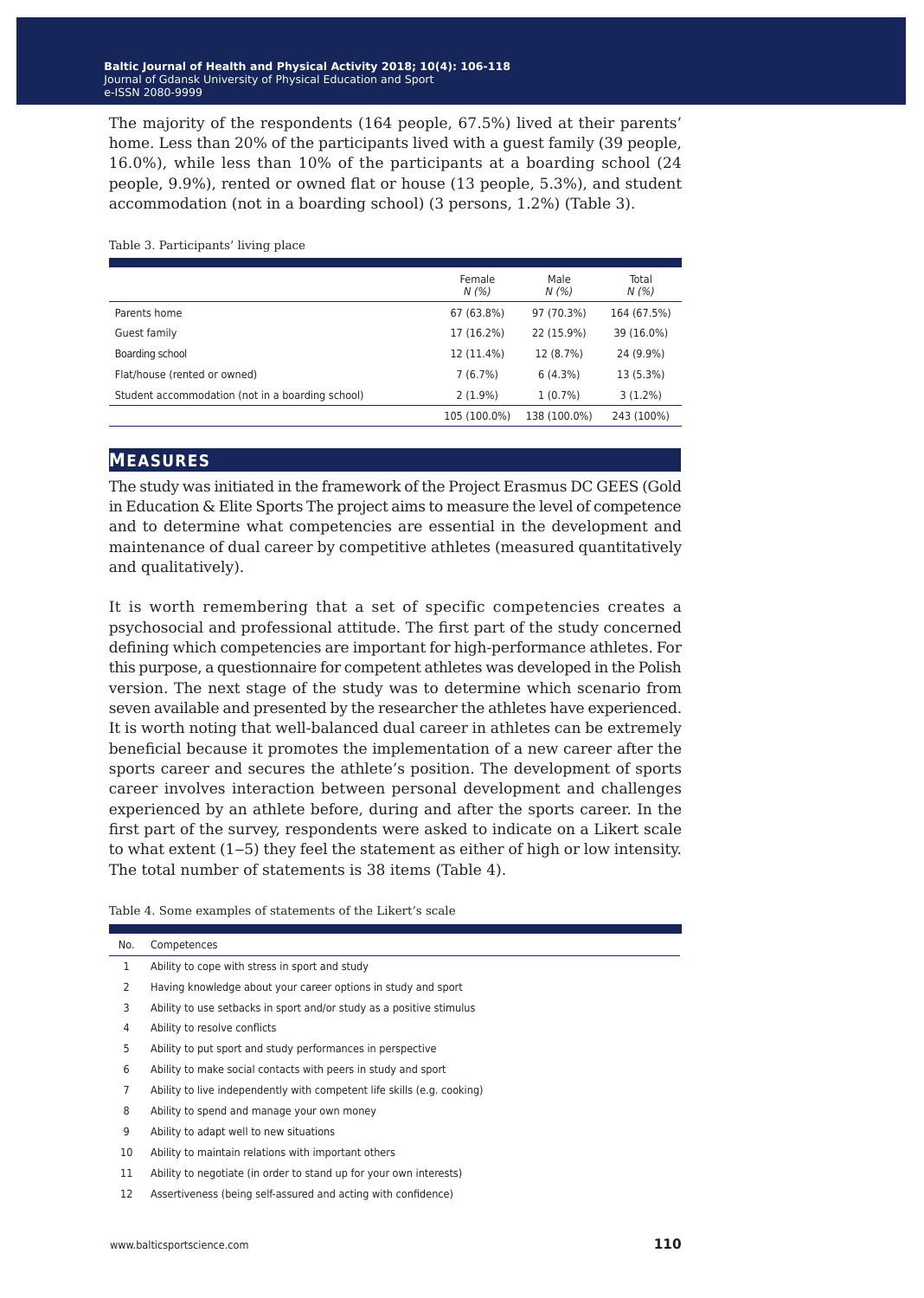The majority of the respondents (164 people, 67.5%) lived at their parents' home. Less than 20% of the participants lived with a guest family (39 people, 16.0%), while less than 10% of the participants at a boarding school (24 people, 9.9%), rented or owned flat or house (13 people, 5.3%), and student accommodation (not in a boarding school) (3 persons, 1.2%) (Table 3).

Table 3. Participants' living place

| | Female *N (%)* | Male *N (%)* | Total *N (%)* |
|---|---|---|---|
| Parents home | 67 (63.8%) | 97 (70.3%) | 164 (67.5%) |
| Guest family | 17 (16.2%) | 22 (15.9%) | 39 (16.0%) |
| Boarding school | 12 (11.4%) | 12 (8.7%) | 24 (9.9%) |
| Flat/house (rented or owned) | 7 (6.7%) | 6 (4.3%) | 13 (5.3%) |
| Student accommodation (not in a boarding school) | 2 (1.9%) | 1 (0.7%) | 3 (1.2%) |
| | 105 (100.0%) | 138 (100.0%) | 243 (100%) |

## Measures

The study was initiated in the framework of the Project Erasmus DC GEES (Gold in Education & Elite Sports The project aims to measure the level of competence and to determine what competencies are essential in the development and maintenance of dual career by competitive athletes (measured quantitatively and qualitatively).

It is worth remembering that a set of specific competencies creates a psychosocial and professional attitude. The first part of the study concerned defining which competencies are important for high-performance athletes. For this purpose, a questionnaire for competent athletes was developed in the Polish version. The next stage of the study was to determine which scenario from seven available and presented by the researcher the athletes have experienced. It is worth noting that well-balanced dual career in athletes can be extremely beneficial because it promotes the implementation of a new career after the sports career and secures the athlete's position. The development of sports career involves interaction between personal development and challenges experienced by an athlete before, during and after the sports career. In the first part of the survey, respondents were asked to indicate on a Likert scale to what extent (1–5) they feel the statement as either of high or low intensity. The total number of statements is 38 items (Table 4).

Table 4. Some examples of statements of the Likert's scale

| No. | Competences |
|---|---|
| 1 | Ability to cope with stress in sport and study |
| 2 | Having knowledge about your career options in study and sport |
| 3 | Ability to use setbacks in sport and/or study as a positive stimulus |
| 4 | Ability to resolve conflicts |
| 5 | Ability to put sport and study performances in perspective |
| 6 | Ability to make social contacts with peers in study and sport |
| 7 | Ability to live independently with competent life skills (e.g. cooking) |
| 8 | Ability to spend and manage your own money |
| 9 | Ability to adapt well to new situations |
| 10 | Ability to maintain relations with important others |
| 11 | Ability to negotiate (in order to stand up for your own interests) |
| 12 | Assertiveness (being self-assured and acting with confidence) |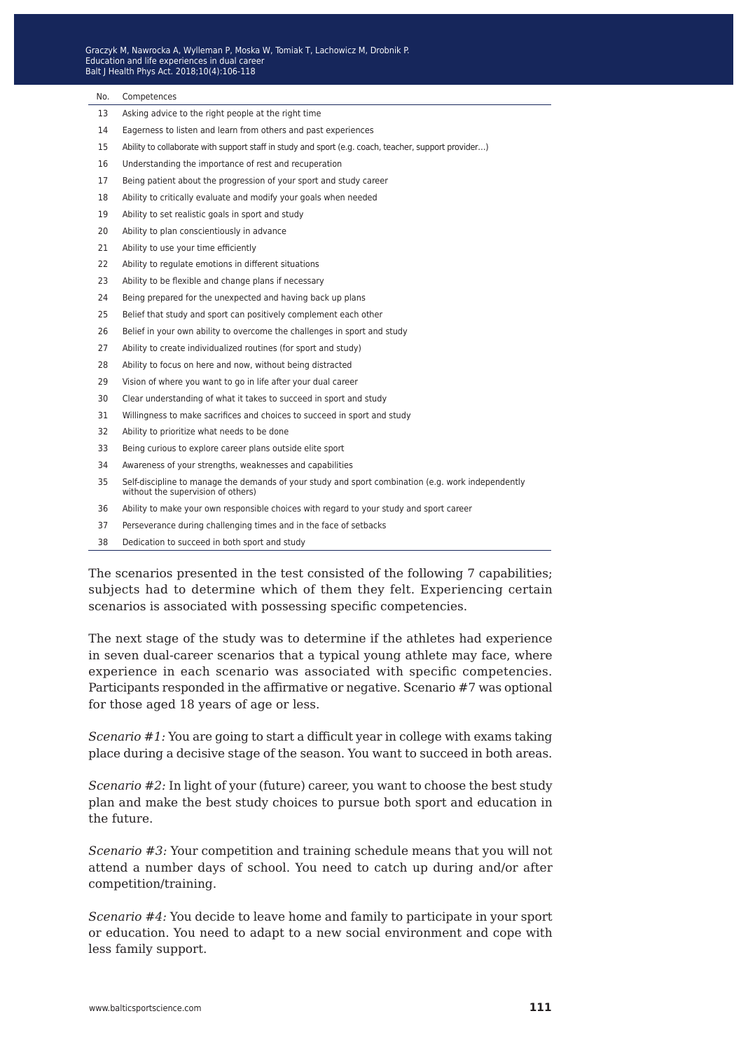| No. | Competences |
|---|---|
| 13 | Asking advice to the right people at the right time |
| 14 | Eagerness to listen and learn from others and past experiences |
| 15 | Ability to collaborate with support staff in study and sport (e.g. coach, teacher, support provider…) |
| 16 | Understanding the importance of rest and recuperation |
| 17 | Being patient about the progression of your sport and study career |
| 18 | Ability to critically evaluate and modify your goals when needed |
| 19 | Ability to set realistic goals in sport and study |
| 20 | Ability to plan conscientiously in advance |
| 21 | Ability to use your time efficiently |
| 22 | Ability to regulate emotions in different situations |
| 23 | Ability to be flexible and change plans if necessary |
| 24 | Being prepared for the unexpected and having back up plans |
| 25 | Belief that study and sport can positively complement each other |
| 26 | Belief in your own ability to overcome the challenges in sport and study |
| 27 | Ability to create individualized routines (for sport and study) |
| 28 | Ability to focus on here and now, without being distracted |
| 29 | Vision of where you want to go in life after your dual career |
| 30 | Clear understanding of what it takes to succeed in sport and study |
| 31 | Willingness to make sacrifices and choices to succeed in sport and study |
| 32 | Ability to prioritize what needs to be done |
| 33 | Being curious to explore career plans outside elite sport |
| 34 | Awareness of your strengths, weaknesses and capabilities |
| 35 | Self-discipline to manage the demands of your study and sport combination (e.g. work independently without the supervision of others) |
| 36 | Ability to make your own responsible choices with regard to your study and sport career |
| 37 | Perseverance during challenging times and in the face of setbacks |
| 38 | Dedication to succeed in both sport and study |

The scenarios presented in the test consisted of the following 7 capabilities; subjects had to determine which of them they felt. Experiencing certain scenarios is associated with possessing specific competencies.

The next stage of the study was to determine if the athletes had experience in seven dual-career scenarios that a typical young athlete may face, where experience in each scenario was associated with specific competencies. Participants responded in the affirmative or negative. Scenario #7 was optional for those aged 18 years of age or less.

*Scenario #1:* You are going to start a difficult year in college with exams taking place during a decisive stage of the season. You want to succeed in both areas.

*Scenario #2:* In light of your (future) career, you want to choose the best study plan and make the best study choices to pursue both sport and education in the future.

*Scenario #3:* Your competition and training schedule means that you will not attend a number days of school. You need to catch up during and/or after competition/training.

*Scenario #4:* You decide to leave home and family to participate in your sport or education. You need to adapt to a new social environment and cope with less family support.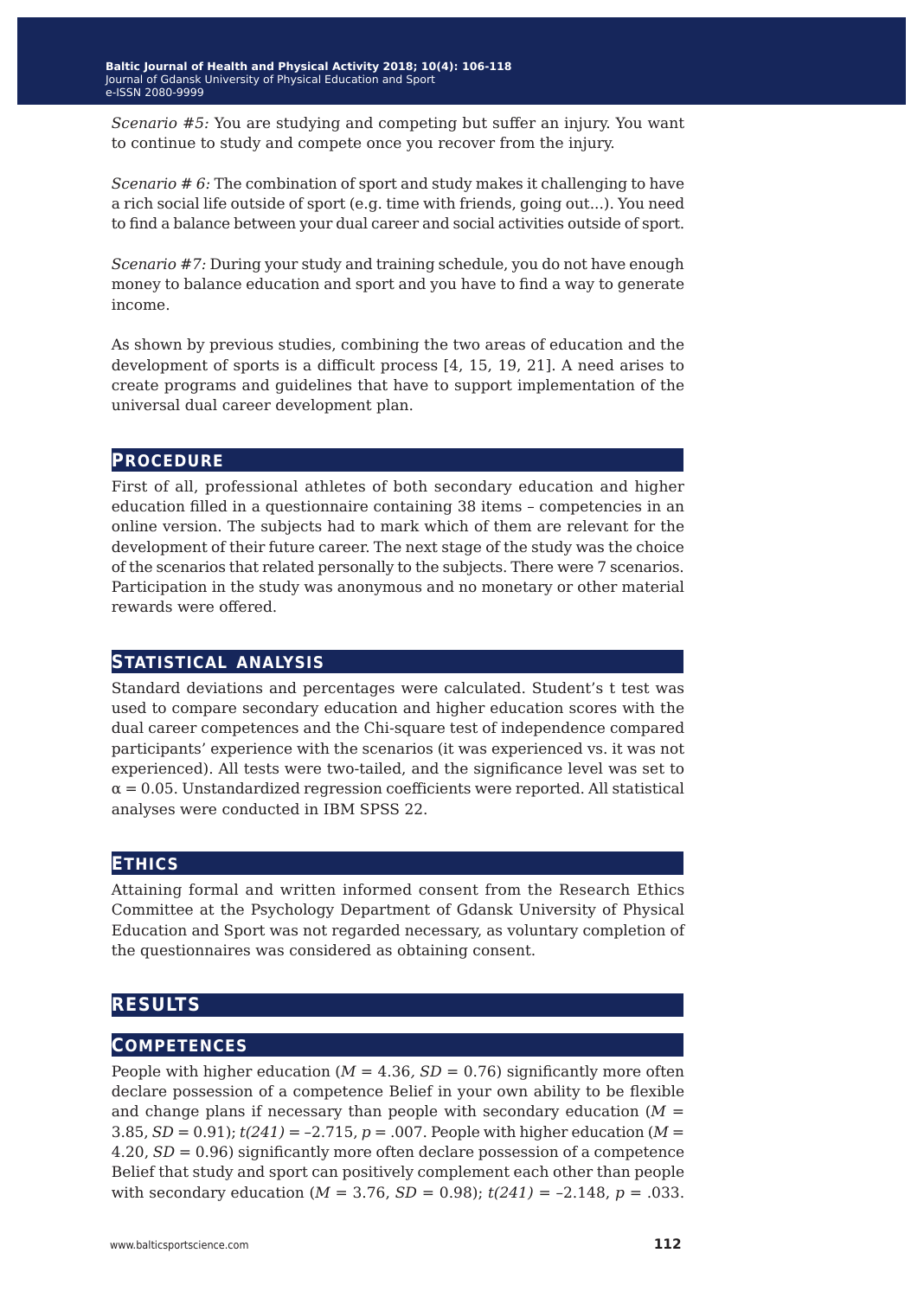*Scenario #5:* You are studying and competing but suffer an injury. You want to continue to study and compete once you recover from the injury.

*Scenario # 6:* The combination of sport and study makes it challenging to have a rich social life outside of sport (e.g. time with friends, going out...). You need to find a balance between your dual career and social activities outside of sport.

*Scenario #7:* During your study and training schedule, you do not have enough money to balance education and sport and you have to find a way to generate income.

As shown by previous studies, combining the two areas of education and the development of sports is a difficult process [4, 15, 19, 21]. A need arises to create programs and guidelines that have to support implementation of the universal dual career development plan.

## Procedure

First of all, professional athletes of both secondary education and higher education filled in a questionnaire containing 38 items – competencies in an online version. The subjects had to mark which of them are relevant for the development of their future career. The next stage of the study was the choice of the scenarios that related personally to the subjects. There were 7 scenarios. Participation in the study was anonymous and no monetary or other material rewards were offered.

## Statistical analysis

Standard deviations and percentages were calculated. Student's t test was used to compare secondary education and higher education scores with the dual career competences and the Chi-square test of independence compared participants' experience with the scenarios (it was experienced vs. it was not experienced). All tests were two-tailed, and the significance level was set to $\alpha = 0.05$. Unstandardized regression coefficients were reported. All statistical analyses were conducted in IBM SPSS 22.

## Ethics

Attaining formal and written informed consent from the Research Ethics Committee at the Psychology Department of Gdansk University of Physical Education and Sport was not regarded necessary, as voluntary completion of the questionnaires was considered as obtaining consent.

# Results

## Competences

People with higher education ($M$ = 4.36, $SD$ = 0.76) significantly more often declare possession of a competence Belief in your own ability to be flexible and change plans if necessary than people with secondary education ($M$ = 3.85, $SD$ = 0.91); $t(241) = -2.715$, $p$ = .007. People with higher education ($M$ = 4.20, $SD$ = 0.96) significantly more often declare possession of a competence Belief that study and sport can positively complement each other than people with secondary education ($M$ = 3.76, $SD$ = 0.98); $t(241) = -2.148$, $p$ = .033.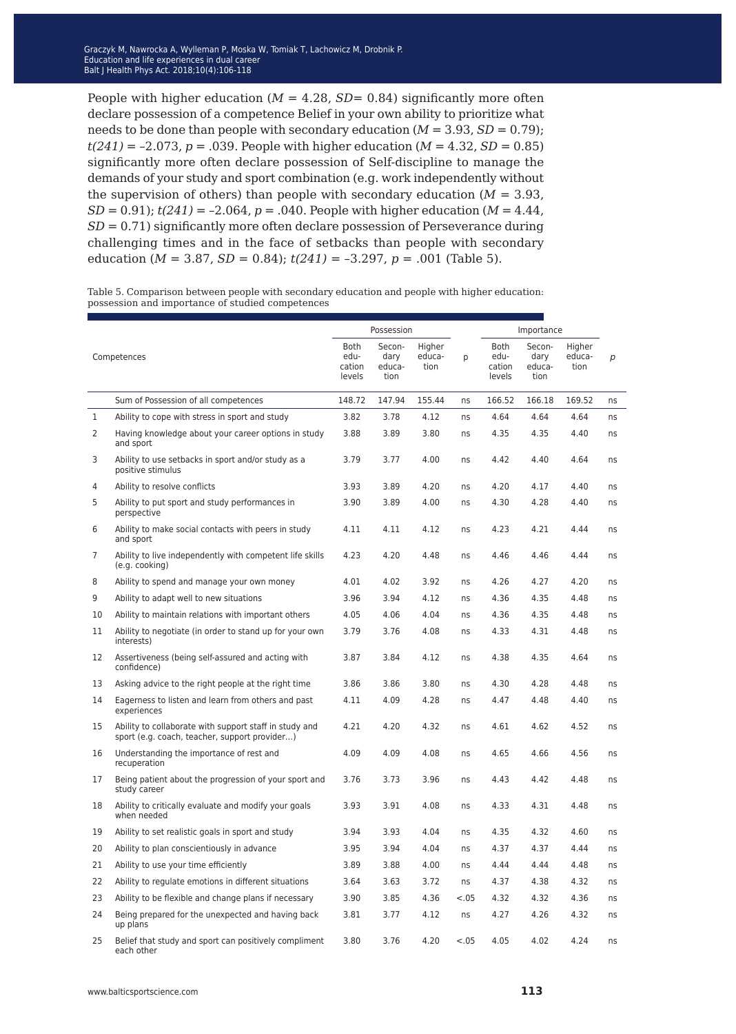People with higher education ($M$ = 4.28, $SD$= 0.84) significantly more often declare possession of a competence Belief in your own ability to prioritize what needs to be done than people with secondary education ($M$ = 3.93, $SD$ = 0.79); $t(241)$ = –2.073, $p$ = .039. People with higher education ($M$ = 4.32, $SD$ = 0.85) significantly more often declare possession of Self-discipline to manage the demands of your study and sport combination (e.g. work independently without the supervision of others) than people with secondary education ($M$ = 3.93, $SD$ = 0.91); $t(241)$ = –2.064, $p$ = .040. People with higher education ($M$ = 4.44, $SD$ = 0.71) significantly more often declare possession of Perseverance during challenging times and in the face of setbacks than people with secondary education ($M$ = 3.87, $SD$ = 0.84); $t(241)$ = –3.297, $p$ = .001 (Table 5).

Table 5. Comparison between people with secondary education and people with higher education: possession and importance of studied competences

| | Competences | Possession | | | | Importance | | | |
|---|---|---|---|---|---|---|---|---|---|
| | | Both education levels | Secondary education | Higher education | p | Both education levels | Secondary education | Higher education | $p$ |
| | Sum of Possession of all competences | 148.72 | 147.94 | 155.44 | ns | 166.52 | 166.18 | 169.52 | ns |
| 1 | Ability to cope with stress in sport and study | 3.82 | 3.78 | 4.12 | ns | 4.64 | 4.64 | 4.64 | ns |
| 2 | Having knowledge about your career options in study and sport | 3.88 | 3.89 | 3.80 | ns | 4.35 | 4.35 | 4.40 | ns |
| 3 | Ability to use setbacks in sport and/or study as a positive stimulus | 3.79 | 3.77 | 4.00 | ns | 4.42 | 4.40 | 4.64 | ns |
| 4 | Ability to resolve conflicts | 3.93 | 3.89 | 4.20 | ns | 4.20 | 4.17 | 4.40 | ns |
| 5 | Ability to put sport and study performances in perspective | 3.90 | 3.89 | 4.00 | ns | 4.30 | 4.28 | 4.40 | ns |
| 6 | Ability to make social contacts with peers in study and sport | 4.11 | 4.11 | 4.12 | ns | 4.23 | 4.21 | 4.44 | ns |
| 7 | Ability to live independently with competent life skills (e.g. cooking) | 4.23 | 4.20 | 4.48 | ns | 4.46 | 4.46 | 4.44 | ns |
| 8 | Ability to spend and manage your own money | 4.01 | 4.02 | 3.92 | ns | 4.26 | 4.27 | 4.20 | ns |
| 9 | Ability to adapt well to new situations | 3.96 | 3.94 | 4.12 | ns | 4.36 | 4.35 | 4.48 | ns |
| 10 | Ability to maintain relations with important others | 4.05 | 4.06 | 4.04 | ns | 4.36 | 4.35 | 4.48 | ns |
| 11 | Ability to negotiate (in order to stand up for your own interests) | 3.79 | 3.76 | 4.08 | ns | 4.33 | 4.31 | 4.48 | ns |
| 12 | Assertiveness (being self-assured and acting with confidence) | 3.87 | 3.84 | 4.12 | ns | 4.38 | 4.35 | 4.64 | ns |
| 13 | Asking advice to the right people at the right time | 3.86 | 3.86 | 3.80 | ns | 4.30 | 4.28 | 4.48 | ns |
| 14 | Eagerness to listen and learn from others and past experiences | 4.11 | 4.09 | 4.28 | ns | 4.47 | 4.48 | 4.40 | ns |
| 15 | Ability to collaborate with support staff in study and sport (e.g. coach, teacher, support provider…) | 4.21 | 4.20 | 4.32 | ns | 4.61 | 4.62 | 4.52 | ns |
| 16 | Understanding the importance of rest and recuperation | 4.09 | 4.09 | 4.08 | ns | 4.65 | 4.66 | 4.56 | ns |
| 17 | Being patient about the progression of your sport and study career | 3.76 | 3.73 | 3.96 | ns | 4.43 | 4.42 | 4.48 | ns |
| 18 | Ability to critically evaluate and modify your goals when needed | 3.93 | 3.91 | 4.08 | ns | 4.33 | 4.31 | 4.48 | ns |
| 19 | Ability to set realistic goals in sport and study | 3.94 | 3.93 | 4.04 | ns | 4.35 | 4.32 | 4.60 | ns |
| 20 | Ability to plan conscientiously in advance | 3.95 | 3.94 | 4.04 | ns | 4.37 | 4.37 | 4.44 | ns |
| 21 | Ability to use your time efficiently | 3.89 | 3.88 | 4.00 | ns | 4.44 | 4.44 | 4.48 | ns |
| 22 | Ability to regulate emotions in different situations | 3.64 | 3.63 | 3.72 | ns | 4.37 | 4.38 | 4.32 | ns |
| 23 | Ability to be flexible and change plans if necessary | 3.90 | 3.85 | 4.36 | <.05 | 4.32 | 4.32 | 4.36 | ns |
| 24 | Being prepared for the unexpected and having back up plans | 3.81 | 3.77 | 4.12 | ns | 4.27 | 4.26 | 4.32 | ns |
| 25 | Belief that study and sport can positively compliment each other | 3.80 | 3.76 | 4.20 | <.05 | 4.05 | 4.02 | 4.24 | ns |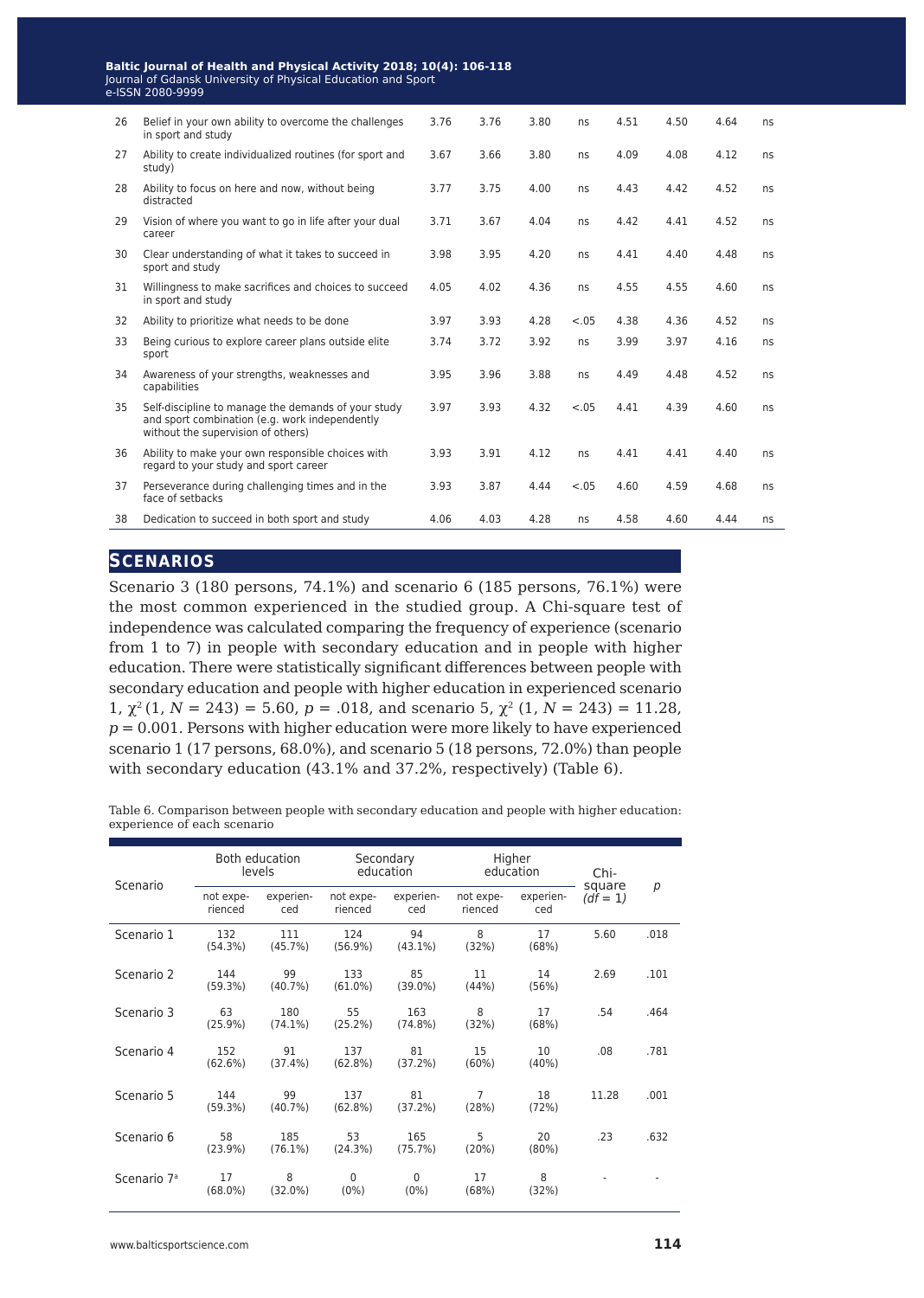| | | | | | | | | | |
|---|---|---|---|---|---|---|---|---|---|
| 26 | Belief in your own ability to overcome the challenges in sport and study | 3.76 | 3.76 | 3.80 | ns | 4.51 | 4.50 | 4.64 | ns |
| 27 | Ability to create individualized routines (for sport and study) | 3.67 | 3.66 | 3.80 | ns | 4.09 | 4.08 | 4.12 | ns |
| 28 | Ability to focus on here and now, without being distracted | 3.77 | 3.75 | 4.00 | ns | 4.43 | 4.42 | 4.52 | ns |
| 29 | Vision of where you want to go in life after your dual career | 3.71 | 3.67 | 4.04 | ns | 4.42 | 4.41 | 4.52 | ns |
| 30 | Clear understanding of what it takes to succeed in sport and study | 3.98 | 3.95 | 4.20 | ns | 4.41 | 4.40 | 4.48 | ns |
| 31 | Willingness to make sacrifices and choices to succeed in sport and study | 4.05 | 4.02 | 4.36 | ns | 4.55 | 4.55 | 4.60 | ns |
| 32 | Ability to prioritize what needs to be done | 3.97 | 3.93 | 4.28 | <.05 | 4.38 | 4.36 | 4.52 | ns |
| 33 | Being curious to explore career plans outside elite sport | 3.74 | 3.72 | 3.92 | ns | 3.99 | 3.97 | 4.16 | ns |
| 34 | Awareness of your strengths, weaknesses and capabilities | 3.95 | 3.96 | 3.88 | ns | 4.49 | 4.48 | 4.52 | ns |
| 35 | Self-discipline to manage the demands of your study and sport combination (e.g. work independently without the supervision of others) | 3.97 | 3.93 | 4.32 | <.05 | 4.41 | 4.39 | 4.60 | ns |
| 36 | Ability to make your own responsible choices with regard to your study and sport career | 3.93 | 3.91 | 4.12 | ns | 4.41 | 4.41 | 4.40 | ns |
| 37 | Perseverance during challenging times and in the face of setbacks | 3.93 | 3.87 | 4.44 | <.05 | 4.60 | 4.59 | 4.68 | ns |
| 38 | Dedication to succeed in both sport and study | 4.06 | 4.03 | 4.28 | ns | 4.58 | 4.60 | 4.44 | ns |

## Scenarios

Scenario 3 (180 persons, 74.1%) and scenario 6 (185 persons, 76.1%) were the most common experienced in the studied group. A Chi-square test of independence was calculated comparing the frequency of experience (scenario from 1 to 7) in people with secondary education and in people with higher education. There were statistically significant differences between people with secondary education and people with higher education in experienced scenario 1, $\chi^2$ (1, $N$ = 243) = 5.60, $p$ = .018, and scenario 5, $\chi^2$ (1, $N$ = 243) = 11.28, $p$ = 0.001. Persons with higher education were more likely to have experienced scenario 1 (17 persons, 68.0%), and scenario 5 (18 persons, 72.0%) than people with secondary education (43.1% and 37.2%, respectively) (Table 6).

Table 6. Comparison between people with secondary education and people with higher education: experience of each scenario

| Scenario | Both education levels | | Secondary education | | Higher education | | Chi-square ($df$ = 1) | $p$ |
|---|---|---|---|---|---|---|---|---|
| | not experienced | experienced | not experienced | experienced | not experienced | experienced | | |
| Scenario 1 | 132 (54.3%) | 111 (45.7%) | 124 (56.9%) | 94 (43.1%) | 8 (32%) | 17 (68%) | 5.60 | .018 |
| Scenario 2 | 144 (59.3%) | 99 (40.7%) | 133 (61.0%) | 85 (39.0%) | 11 (44%) | 14 (56%) | 2.69 | .101 |
| Scenario 3 | 63 (25.9%) | 180 (74.1%) | 55 (25.2%) | 163 (74.8%) | 8 (32%) | 17 (68%) | .54 | .464 |
| Scenario 4 | 152 (62.6%) | 91 (37.4%) | 137 (62.8%) | 81 (37.2%) | 15 (60%) | 10 (40%) | .08 | .781 |
| Scenario 5 | 144 (59.3%) | 99 (40.7%) | 137 (62.8%) | 81 (37.2%) | 7 (28%) | 18 (72%) | 11.28 | .001 |
| Scenario 6 | 58 (23.9%) | 185 (76.1%) | 53 (24.3%) | 165 (75.7%) | 5 (20%) | 20 (80%) | .23 | .632 |
| Scenario 7[a] | 17 (68.0%) | 8 (32.0%) | 0 (0%) | 0 (0%) | 17 (68%) | 8 (32%) | - | - |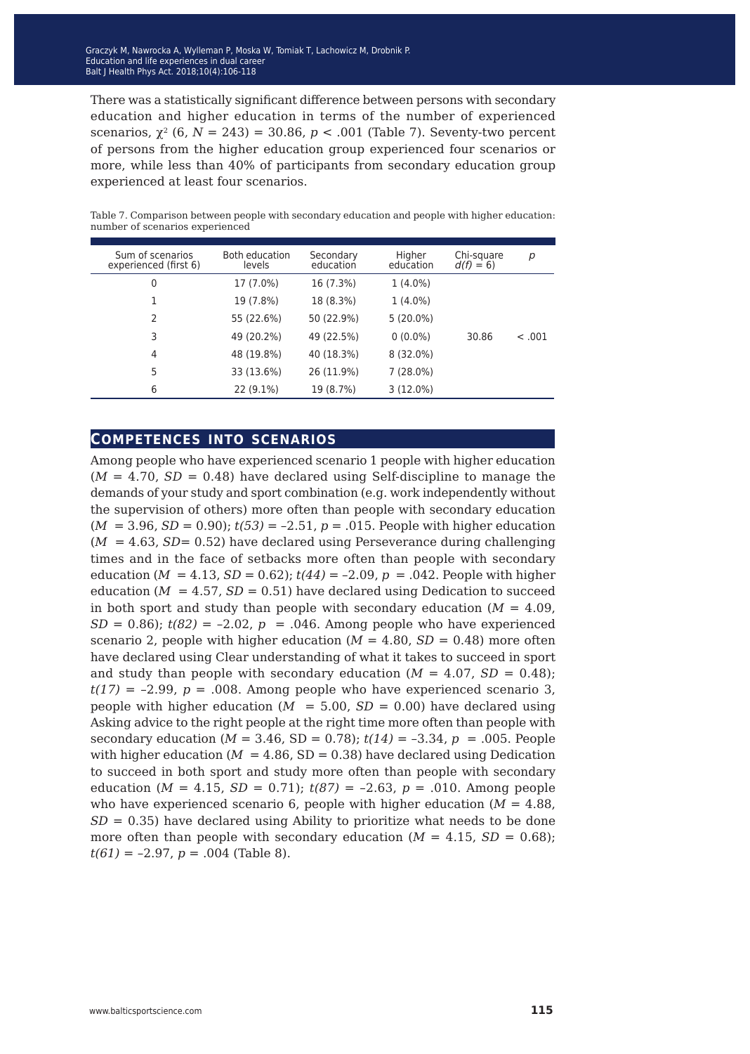There was a statistically significant difference between persons with secondary education and higher education in terms of the number of experienced scenarios, $\chi^2$ (6, $N$ = 243) = 30.86, $p$ < .001 (Table 7). Seventy-two percent of persons from the higher education group experienced four scenarios or more, while less than 40% of participants from secondary education group experienced at least four scenarios.

Table 7. Comparison between people with secondary education and people with higher education: number of scenarios experienced

| Sum of scenarios experienced (first 6) | Both education levels | Secondary education | Higher education | Chi-square $d(f)$ = 6) | $p$ |
|---|---|---|---|---|---|
| 0 | 17 (7.0%) | 16 (7.3%) | 1 (4.0%) | | |
| 1 | 19 (7.8%) | 18 (8.3%) | 1 (4.0%) | | |
| 2 | 55 (22.6%) | 50 (22.9%) | 5 (20.0%) | | |
| 3 | 49 (20.2%) | 49 (22.5%) | 0 (0.0%) | 30.86 | < .001 |
| 4 | 48 (19.8%) | 40 (18.3%) | 8 (32.0%) | | |
| 5 | 33 (13.6%) | 26 (11.9%) | 7 (28.0%) | | |
| 6 | 22 (9.1%) | 19 (8.7%) | 3 (12.0%) | | |

## COMPETENCES INTO SCENARIOS

Among people who have experienced scenario 1 people with higher education ($M$ = 4.70, $SD$ = 0.48) have declared using Self-discipline to manage the demands of your study and sport combination (e.g. work independently without the supervision of others) more often than people with secondary education ($M$ = 3.96, $SD$ = 0.90); $t(53)$ = –2.51, $p$ = .015. People with higher education ($M$ = 4.63, $SD$= 0.52) have declared using Perseverance during challenging times and in the face of setbacks more often than people with secondary education ($M$ = 4.13, $SD$ = 0.62); $t(44)$ = –2.09, $p$ = .042. People with higher education ($M$ = 4.57, $SD$ = 0.51) have declared using Dedication to succeed in both sport and study than people with secondary education ($M$ = 4.09, $SD$ = 0.86); $t(82)$ = –2.02, $p$ = .046. Among people who have experienced scenario 2, people with higher education ($M$ = 4.80, $SD$ = 0.48) more often have declared using Clear understanding of what it takes to succeed in sport and study than people with secondary education ($M$ = 4.07, $SD$ = 0.48); $t(17)$ = –2.99, $p$ = .008. Among people who have experienced scenario 3, people with higher education ($M$ = 5.00, $SD$ = 0.00) have declared using Asking advice to the right people at the right time more often than people with secondary education ($M$ = 3.46, SD = 0.78); $t(14)$ = –3.34, $p$ = .005. People with higher education ($M$ = 4.86, SD = 0.38) have declared using Dedication to succeed in both sport and study more often than people with secondary education ($M$ = 4.15, $SD$ = 0.71); $t(87)$ = –2.63, $p$ = .010. Among people who have experienced scenario 6, people with higher education ($M$ = 4.88, $SD$ = 0.35) have declared using Ability to prioritize what needs to be done more often than people with secondary education ($M$ = 4.15, $SD$ = 0.68); $t(61)$ = –2.97, $p$ = .004 (Table 8).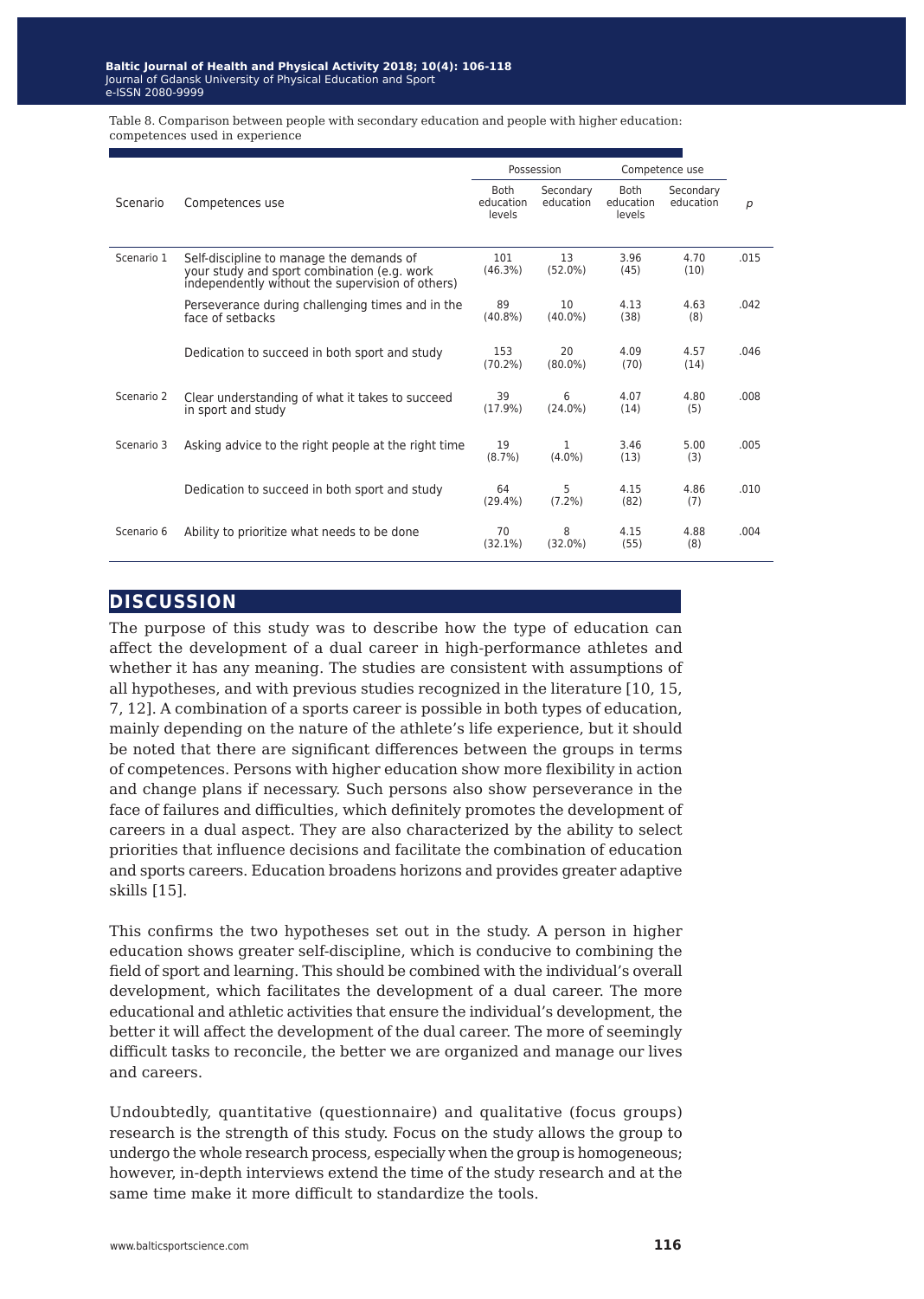Table 8. Comparison between people with secondary education and people with higher education: competences used in experience

| Scenario | Competences use | Possession | | Competence use | | p |
|---|---|---|---|---|---|---|
| | | Both education levels | Secondary education | Both education levels | Secondary education | |
| Scenario 1 | Self-discipline to manage the demands of your study and sport combination (e.g. work independently without the supervision of others) | 101 (46.3%) | 13 (52.0%) | 3.96 (45) | 4.70 (10) | .015 |
| | Perseverance during challenging times and in the face of setbacks | 89 (40.8%) | 10 (40.0%) | 4.13 (38) | 4.63 (8) | .042 |
| | Dedication to succeed in both sport and study | 153 (70.2%) | 20 (80.0%) | 4.09 (70) | 4.57 (14) | .046 |
| Scenario 2 | Clear understanding of what it takes to succeed in sport and study | 39 (17.9%) | 6 (24.0%) | 4.07 (14) | 4.80 (5) | .008 |
| Scenario 3 | Asking advice to the right people at the right time | 19 (8.7%) | 1 (4.0%) | 3.46 (13) | 5.00 (3) | .005 |
| | Dedication to succeed in both sport and study | 64 (29.4%) | 5 (7.2%) | 4.15 (82) | 4.86 (7) | .010 |
| Scenario 6 | Ability to prioritize what needs to be done | 70 (32.1%) | 8 (32.0%) | 4.15 (55) | 4.88 (8) | .004 |

## DISCUSSION

The purpose of this study was to describe how the type of education can affect the development of a dual career in high-performance athletes and whether it has any meaning. The studies are consistent with assumptions of all hypotheses, and with previous studies recognized in the literature [10, 15, 7, 12]. A combination of a sports career is possible in both types of education, mainly depending on the nature of the athlete's life experience, but it should be noted that there are significant differences between the groups in terms of competences. Persons with higher education show more flexibility in action and change plans if necessary. Such persons also show perseverance in the face of failures and difficulties, which definitely promotes the development of careers in a dual aspect. They are also characterized by the ability to select priorities that influence decisions and facilitate the combination of education and sports careers. Education broadens horizons and provides greater adaptive skills [15].

This confirms the two hypotheses set out in the study. A person in higher education shows greater self-discipline, which is conducive to combining the field of sport and learning. This should be combined with the individual's overall development, which facilitates the development of a dual career. The more educational and athletic activities that ensure the individual's development, the better it will affect the development of the dual career. The more of seemingly difficult tasks to reconcile, the better we are organized and manage our lives and careers.

Undoubtedly, quantitative (questionnaire) and qualitative (focus groups) research is the strength of this study. Focus on the study allows the group to undergo the whole research process, especially when the group is homogeneous; however, in-depth interviews extend the time of the study research and at the same time make it more difficult to standardize the tools.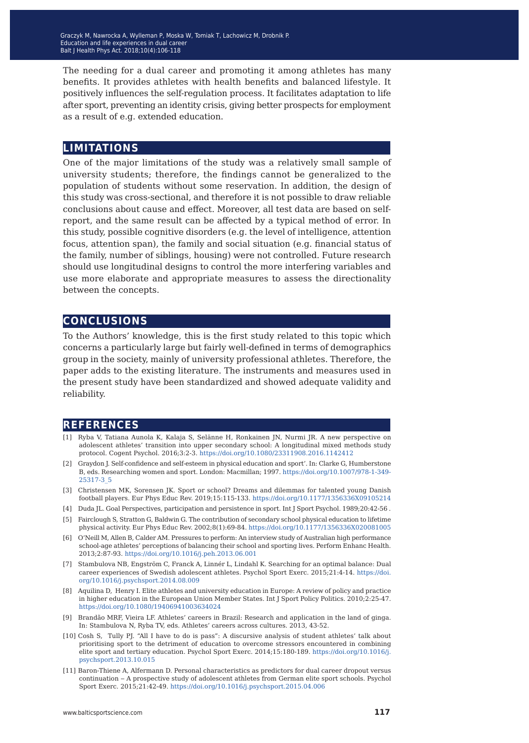The needing for a dual career and promoting it among athletes has many benefits. It provides athletes with health benefits and balanced lifestyle. It positively influences the self-regulation process. It facilitates adaptation to life after sport, preventing an identity crisis, giving better prospects for employment as a result of e.g. extended education.

## LIMITATIONS

One of the major limitations of the study was a relatively small sample of university students; therefore, the findings cannot be generalized to the population of students without some reservation. In addition, the design of this study was cross-sectional, and therefore it is not possible to draw reliable conclusions about cause and effect. Moreover, all test data are based on self-report, and the same result can be affected by a typical method of error. In this study, possible cognitive disorders (e.g. the level of intelligence, attention focus, attention span), the family and social situation (e.g. financial status of the family, number of siblings, housing) were not controlled. Future research should use longitudinal designs to control the more interfering variables and use more elaborate and appropriate measures to assess the directionality between the concepts.

## CONCLUSIONS

To the Authors' knowledge, this is the first study related to this topic which concerns a particularly large but fairly well-defined in terms of demographics group in the society, mainly of university professional athletes. Therefore, the paper adds to the existing literature. The instruments and measures used in the present study have been standardized and showed adequate validity and reliability.

## REFERENCES

[1] Ryba V, Tatiana Aunola K, Kalaja S, Selänne H, Ronkainen JN, Nurmi JR. A new perspective on adolescent athletes' transition into upper secondary school: A longitudinal mixed methods study protocol. Cogent Psychol. 2016;3:2-3. https://doi.org/10.1080/23311908.2016.1142412

[2] Graydon J. Self-confidence and self-esteem in physical education and sport'. In: Clarke G, Humberstone B, eds. Researching women and sport. London: Macmillan; 1997. https://doi.org/10.1007/978-1-349-25317-3_5

[3] Christensen MK, Sorensen JK. Sport or school? Dreams and dilemmas for talented young Danish football players. Eur Phys Educ Rev. 2019;15:115-133. https://doi.org/10.1177/1356336X09105214

[4] Duda JL. Goal Perspectives, participation and persistence in sport. Int J Sport Psychol. 1989;20:42-56 .

[5] Fairclough S, Stratton G, Baldwin G. The contribution of secondary school physical education to lifetime physical activity. Eur Phys Educ Rev. 2002;8(1):69-84. https://doi.org/10.1177/1356336X020081005

[6] O'Neill M, Allen B, Calder AM. Pressures to perform: An interview study of Australian high performance school-age athletes' perceptions of balancing their school and sporting lives. Perform Enhanc Health. 2013;2:87-93. https://doi.org/10.1016/j.peh.2013.06.001

[7] Stambulova NB, Engström C, Franck A, Linnér L, Lindahl K. Searching for an optimal balance: Dual career experiences of Swedish adolescent athletes. Psychol Sport Exerc. 2015;21:4-14. https://doi.org/10.1016/j.psychsport.2014.08.009

[8] Aquilina D, Henry I. Elite athletes and university education in Europe: A review of policy and practice in higher education in the European Union Member States. Int J Sport Policy Politics. 2010;2:25-47. https://doi.org/10.1080/19406941003634024

[9] Brandão MRF, Vieira LF. Athletes' careers in Brazil: Research and application in the land of ginga. In: Stambulova N, Ryba TV, eds. Athletes' careers across cultures. 2013, 43-52.

[10] Cosh S, Tully PJ. "All I have to do is pass": A discursive analysis of student athletes' talk about prioritising sport to the detriment of education to overcome stressors encountered in combining elite sport and tertiary education. Psychol Sport Exerc. 2014;15:180-189. https://doi.org/10.1016/j.psychsport.2013.10.015

[11] Baron-Thiene A, Alfermann D. Personal characteristics as predictors for dual career dropout versus continuation – A prospective study of adolescent athletes from German elite sport schools. Psychol Sport Exerc. 2015;21:42-49. https://doi.org/10.1016/j.psychsport.2015.04.006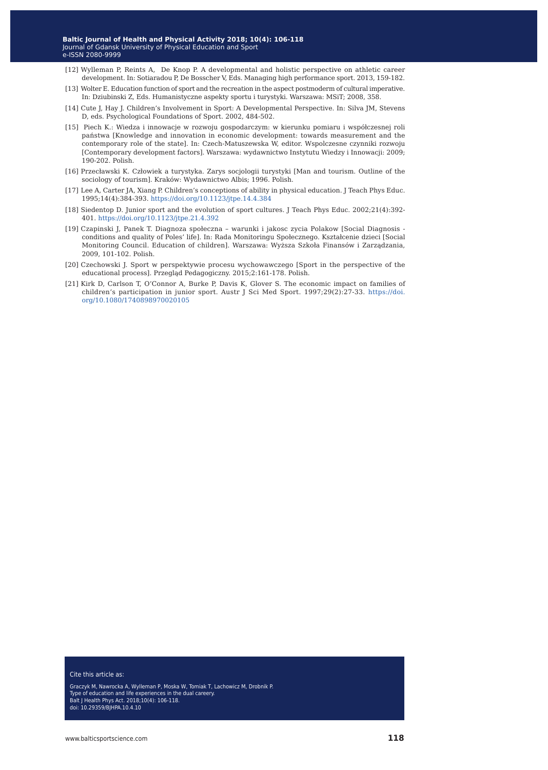[12] Wylleman P, Reints A, De Knop P. A developmental and holistic perspective on athletic career development. In: Sotiaradou P, De Bosscher V, Eds. Managing high performance sport. 2013, 159-182.

[13] Wolter E. Education function of sport and the recreation in the aspect postmoderm of cultural imperative. In: Dziubinski Z, Eds. Humanistyczne aspekty sportu i turystyki. Warszawa: MSiT; 2008, 358.

[14] Cute J, Hay J. Children's Involvement in Sport: A Developmental Perspective. In: Silva JM, Stevens D, eds. Psychological Foundations of Sport. 2002, 484-502.

[15] Piech K.: Wiedza i innowacje w rozwoju gospodarczym: w kierunku pomiaru i współczesnej roli państwa [Knowledge and innovation in economic development: towards measurement and the contemporary role of the state]. In: Czech-Matuszewska W, editor. Wspolczesne czynniki rozwoju [Contemporary development factors]. Warszawa: wydawnictwo Instytutu Wiedzy i Innowacji: 2009; 190-202. Polish.

[16] Przecławski K. Człowiek a turystyka. Zarys socjologii turystyki [Man and tourism. Outline of the sociology of tourism]. Kraków: Wydawnictwo Albis; 1996. Polish.

[17] Lee A, Carter JA, Xiang P. Children's conceptions of ability in physical education. J Teach Phys Educ. 1995;14(4):384-393. https://doi.org/10.1123/jtpe.14.4.384

[18] Siedentop D. Junior sport and the evolution of sport cultures. J Teach Phys Educ. 2002;21(4):392-401. https://doi.org/10.1123/jtpe.21.4.392

[19] Czapinski J, Panek T. Diagnoza społeczna – warunki i jakosc zycia Polakow [Social Diagnosis - conditions and quality of Poles' life]. In: Rada Monitoringu Społecznego. Kształcenie dzieci [Social Monitoring Council. Education of children]. Warszawa: Wyższa Szkoła Finansów i Zarządzania, 2009, 101-102. Polish.

[20] Czechowski J. Sport w perspektywie procesu wychowawczego [Sport in the perspective of the educational process]. Przegląd Pedagogiczny. 2015;2:161-178. Polish.

[21] Kirk D, Carlson T, O'Connor A, Burke P, Davis K, Glover S. The economic impact on families of children's participation in junior sport. Austr J Sci Med Sport. 1997;29(2):27-33. https://doi.org/10.1080/1740898970020105

Cite this article as:

Graczyk M, Nawrocka A, Wylleman P, Moska W, Tomiak T, Lachowicz M, Drobnik P.
Type of education and life experiences in the dual careery.
Balt J Health Phys Act. 2018;10(4): 106-118.
doi: 10.29359/BJHPA.10.4.10